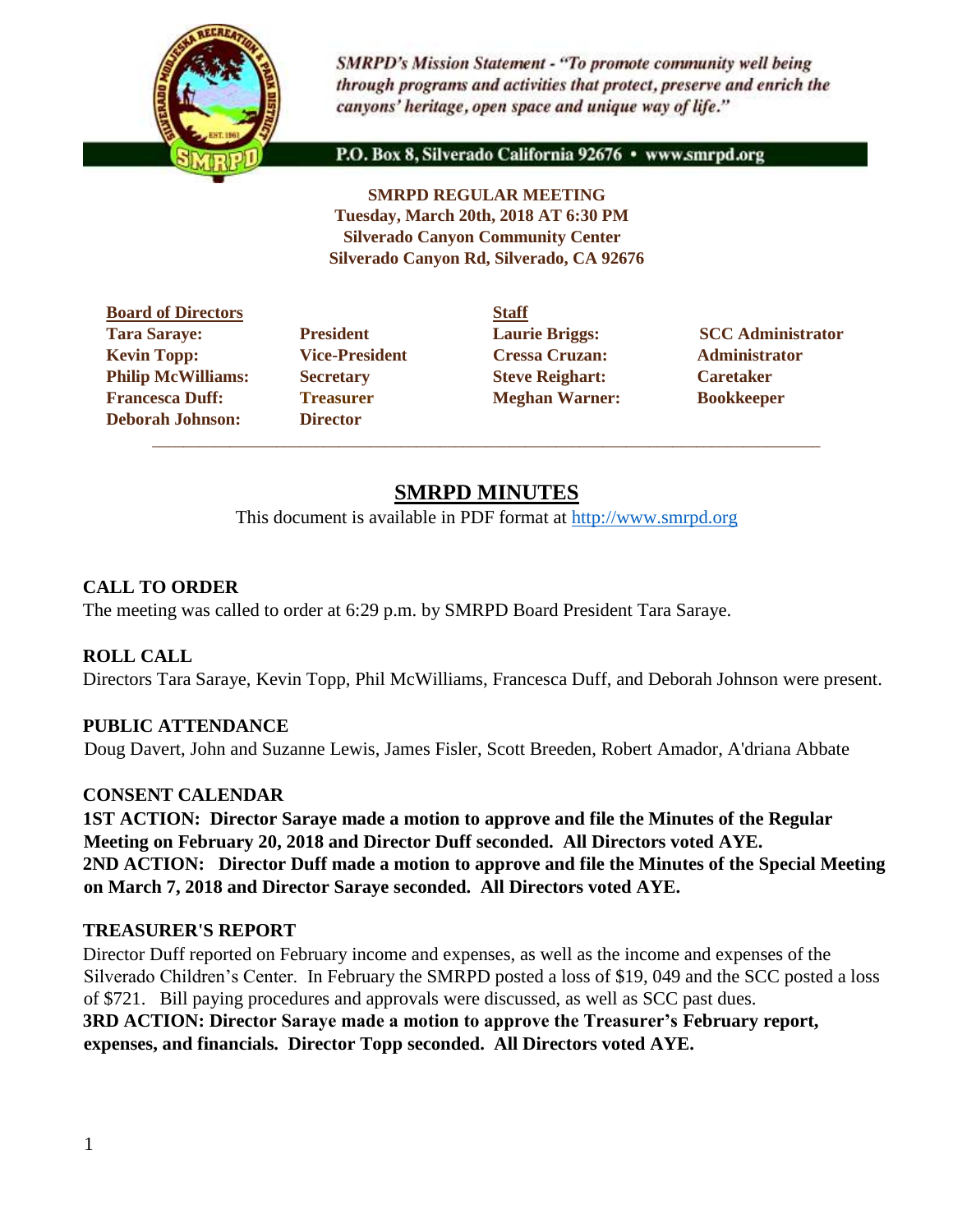*SMRPD's Mission Statement - "To promote community well being through programs and activities that protect, preserve and enrich the canyons' heritage, open space and unique way of life."*

P.O. Box 8, Silverado California 92676 • www.smrpd.org

**SMRPD REGULAR MEETING**
**Tuesday, March 20th, 2018 AT 6:30 PM**
**Silverado Canyon Community Center**
**Silverado Canyon Rd, Silverado, CA 92676**

| **Board of Directors** | | **Staff** | |
|---|---|---|---|
| **Tara Saraye:** | **President** | **Laurie Briggs:** | **SCC Administrator** |
| **Kevin Topp:** | **Vice-President** | **Cressa Cruzan:** | **Administrator** |
| **Philip McWilliams:** | **Secretary** | **Steve Reighart:** | **Caretaker** |
| **Francesca Duff:** | **Treasurer** | **Meghan Warner:** | **Bookkeeper** |
| **Deborah Johnson:** | **Director** | | |

# SMRPD MINUTES

This document is available in PDF format at http://www.smrpd.org

## CALL TO ORDER

The meeting was called to order at 6:29 p.m. by SMRPD Board President Tara Saraye.

## ROLL CALL

Directors Tara Saraye, Kevin Topp, Phil McWilliams, Francesca Duff, and Deborah Johnson were present.

## PUBLIC ATTENDANCE

Doug Davert, John and Suzanne Lewis, James Fisler, Scott Breeden, Robert Amador, A'driana Abbate

## CONSENT CALENDAR

**1ST ACTION: Director Saraye made a motion to approve and file the Minutes of the Regular Meeting on February 20, 2018 and Director Duff seconded. All Directors voted AYE.**
**2ND ACTION: Director Duff made a motion to approve and file the Minutes of the Special Meeting on March 7, 2018 and Director Saraye seconded. All Directors voted AYE.**

## TREASURER'S REPORT

Director Duff reported on February income and expenses, as well as the income and expenses of the Silverado Children's Center. In February the SMRPD posted a loss of $19, 049 and the SCC posted a loss of $721. Bill paying procedures and approvals were discussed, as well as SCC past dues.
**3RD ACTION: Director Saraye made a motion to approve the Treasurer's February report, expenses, and financials. Director Topp seconded. All Directors voted AYE.**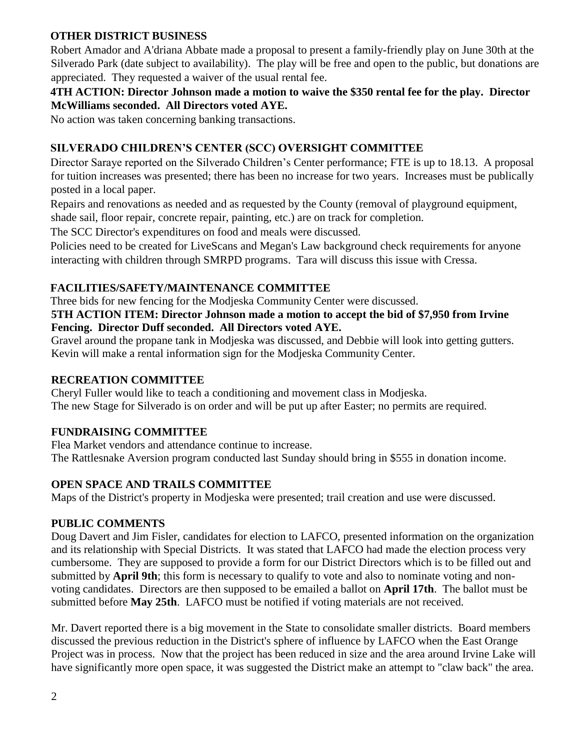**OTHER DISTRICT BUSINESS**

Robert Amador and A'driana Abbate made a proposal to present a family-friendly play on June 30th at the Silverado Park (date subject to availability). The play will be free and open to the public, but donations are appreciated. They requested a waiver of the usual rental fee.

**4TH ACTION: Director Johnson made a motion to waive the $350 rental fee for the play. Director McWilliams seconded. All Directors voted AYE.**

No action was taken concerning banking transactions.

**SILVERADO CHILDREN'S CENTER (SCC) OVERSIGHT COMMITTEE**

Director Saraye reported on the Silverado Children's Center performance; FTE is up to 18.13. A proposal for tuition increases was presented; there has been no increase for two years. Increases must be publically posted in a local paper.

Repairs and renovations as needed and as requested by the County (removal of playground equipment, shade sail, floor repair, concrete repair, painting, etc.) are on track for completion.

The SCC Director's expenditures on food and meals were discussed.

Policies need to be created for LiveScans and Megan's Law background check requirements for anyone interacting with children through SMRPD programs. Tara will discuss this issue with Cressa.

**FACILITIES/SAFETY/MAINTENANCE COMMITTEE**

Three bids for new fencing for the Modjeska Community Center were discussed.

**5TH ACTION ITEM: Director Johnson made a motion to accept the bid of $7,950 from Irvine Fencing. Director Duff seconded. All Directors voted AYE.**

Gravel around the propane tank in Modjeska was discussed, and Debbie will look into getting gutters. Kevin will make a rental information sign for the Modjeska Community Center.

**RECREATION COMMITTEE**

Cheryl Fuller would like to teach a conditioning and movement class in Modjeska.

The new Stage for Silverado is on order and will be put up after Easter; no permits are required.

**FUNDRAISING COMMITTEE**

Flea Market vendors and attendance continue to increase.

The Rattlesnake Aversion program conducted last Sunday should bring in $555 in donation income.

**OPEN SPACE AND TRAILS COMMITTEE**

Maps of the District's property in Modjeska were presented; trail creation and use were discussed.

**PUBLIC COMMENTS**

Doug Davert and Jim Fisler, candidates for election to LAFCO, presented information on the organization and its relationship with Special Districts. It was stated that LAFCO had made the election process very cumbersome. They are supposed to provide a form for our District Directors which is to be filled out and submitted by **April 9th**; this form is necessary to qualify to vote and also to nominate voting and non-voting candidates. Directors are then supposed to be emailed a ballot on **April 17th**. The ballot must be submitted before **May 25th**. LAFCO must be notified if voting materials are not received.

Mr. Davert reported there is a big movement in the State to consolidate smaller districts. Board members discussed the previous reduction in the District's sphere of influence by LAFCO when the East Orange Project was in process. Now that the project has been reduced in size and the area around Irvine Lake will have significantly more open space, it was suggested the District make an attempt to "claw back" the area.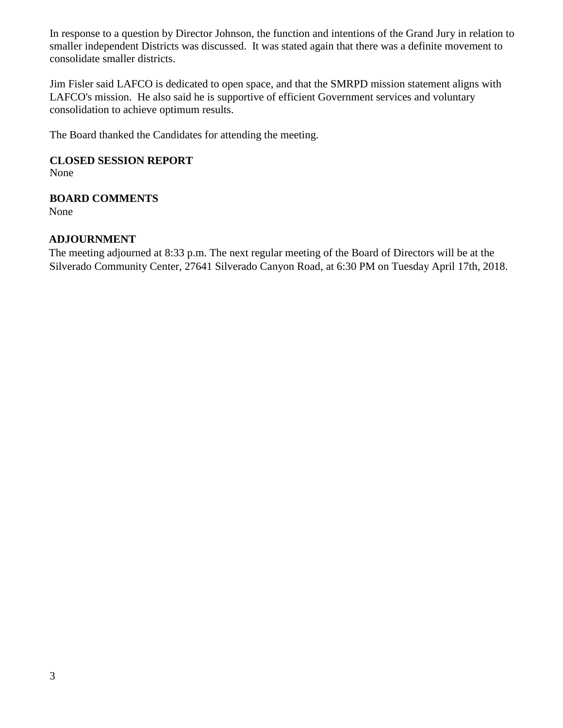In response to a question by Director Johnson, the function and intentions of the Grand Jury in relation to smaller independent Districts was discussed. It was stated again that there was a definite movement to consolidate smaller districts.

Jim Fisler said LAFCO is dedicated to open space, and that the SMRPD mission statement aligns with LAFCO's mission. He also said he is supportive of efficient Government services and voluntary consolidation to achieve optimum results.

The Board thanked the Candidates for attending the meeting.

**CLOSED SESSION REPORT**
None

**BOARD COMMENTS**
None

**ADJOURNMENT**
The meeting adjourned at 8:33 p.m. The next regular meeting of the Board of Directors will be at the Silverado Community Center, 27641 Silverado Canyon Road, at 6:30 PM on Tuesday April 17th, 2018.